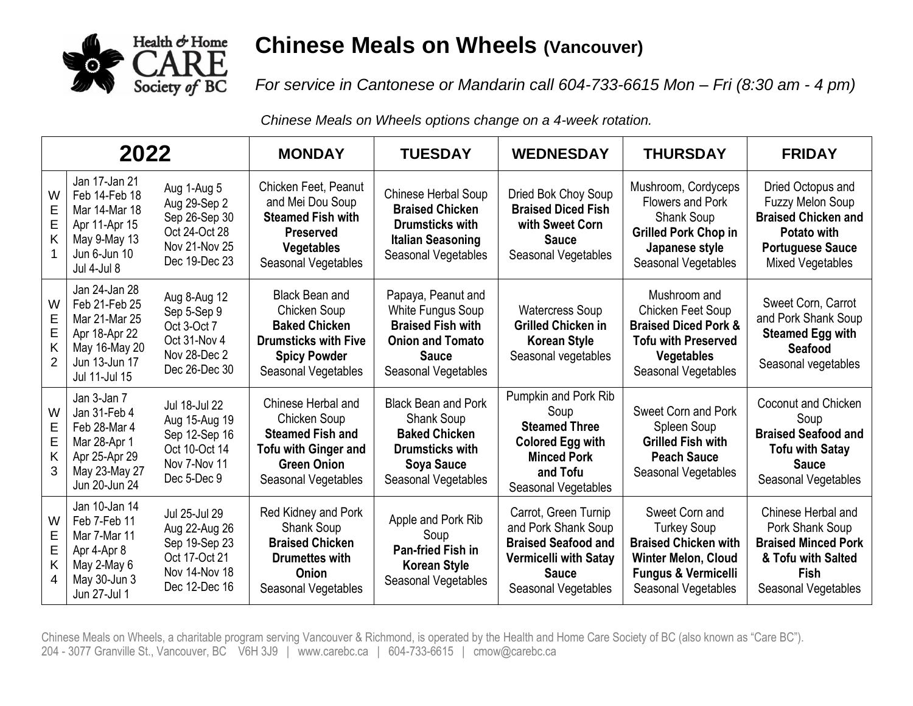# Chinese Meals on Wheels (Vancouver)

*For service in Cantonese or Mandarin call 604-733-6615 Mon – Fri (8:30 am - 4 pm)*

*Chinese Meals on Wheels options change on a 4-week rotation.*

| 2022 | | | MONDAY | TUESDAY | WEDNESDAY | THURSDAY | FRIDAY |
|---|---|---|---|---|---|---|---|
| WEEK 1 | Jan 17-Jan 21<br>Feb 14-Feb 18<br>Mar 14-Mar 18<br>Apr 11-Apr 15<br>May 9-May 13<br>Jun 6-Jun 10<br>Jul 4-Jul 8 | Aug 1-Aug 5<br>Aug 29-Sep 2<br>Sep 26-Sep 30<br>Oct 24-Oct 28<br>Nov 21-Nov 25<br>Dec 19-Dec 23 | Chicken Feet, Peanut and Mei Dou Soup<br>**Steamed Fish with Preserved Vegetables**<br>Seasonal Vegetables | Chinese Herbal Soup<br>**Braised Chicken Drumsticks with Italian Seasoning**<br>Seasonal Vegetables | Dried Bok Choy Soup<br>**Braised Diced Fish with Sweet Corn Sauce**<br>Seasonal Vegetables | Mushroom, Cordyceps Flowers and Pork Shank Soup<br>**Grilled Pork Chop in Japanese style**<br>Seasonal Vegetables | Dried Octopus and Fuzzy Melon Soup<br>**Braised Chicken and Potato with Portuguese Sauce**<br>Mixed Vegetables |
| WEEK 2 | Jan 24-Jan 28<br>Feb 21-Feb 25<br>Mar 21-Mar 25<br>Apr 18-Apr 22<br>May 16-May 20<br>Jun 13-Jun 17<br>Jul 11-Jul 15 | Aug 8-Aug 12<br>Sep 5-Sep 9<br>Oct 3-Oct 7<br>Oct 31-Nov 4<br>Nov 28-Dec 2<br>Dec 26-Dec 30 | Black Bean and Chicken Soup<br>**Baked Chicken Drumsticks with Five Spicy Powder**<br>Seasonal Vegetables | Papaya, Peanut and White Fungus Soup<br>**Braised Fish with Onion and Tomato Sauce**<br>Seasonal Vegetables | Watercress Soup<br>**Grilled Chicken in Korean Style**<br>Seasonal vegetables | Mushroom and Chicken Feet Soup<br>**Braised Diced Pork & Tofu with Preserved Vegetables**<br>Seasonal Vegetables | Sweet Corn, Carrot and Pork Shank Soup<br>**Steamed Egg with Seafood**<br>Seasonal vegetables |
| WEEK 3 | Jan 3-Jan 7<br>Jan 31-Feb 4<br>Feb 28-Mar 4<br>Mar 28-Apr 1<br>Apr 25-Apr 29<br>May 23-May 27<br>Jun 20-Jun 24 | Jul 18-Jul 22<br>Aug 15-Aug 19<br>Sep 12-Sep 16<br>Oct 10-Oct 14<br>Nov 7-Nov 11<br>Dec 5-Dec 9 | Chinese Herbal and Chicken Soup<br>**Steamed Fish and Tofu with Ginger and Green Onion**<br>Seasonal Vegetables | Black Bean and Pork Shank Soup<br>**Baked Chicken Drumsticks with Soya Sauce**<br>Seasonal Vegetables | Pumpkin and Pork Rib Soup<br>**Steamed Three Colored Egg with Minced Pork and Tofu**<br>Seasonal Vegetables | Sweet Corn and Pork Spleen Soup<br>**Grilled Fish with Peach Sauce**<br>Seasonal Vegetables | Coconut and Chicken Soup<br>**Braised Seafood and Tofu with Satay Sauce**<br>Seasonal Vegetables |
| WEEK 4 | Jan 10-Jan 14<br>Feb 7-Feb 11<br>Mar 7-Mar 11<br>Apr 4-Apr 8<br>May 2-May 6<br>May 30-Jun 3<br>Jun 27-Jul 1 | Jul 25-Jul 29<br>Aug 22-Aug 26<br>Sep 19-Sep 23<br>Oct 17-Oct 21<br>Nov 14-Nov 18<br>Dec 12-Dec 16 | Red Kidney and Pork Shank Soup<br>**Braised Chicken Drumettes with Onion**<br>Seasonal Vegetables | Apple and Pork Rib Soup<br>**Pan-fried Fish in Korean Style**<br>Seasonal Vegetables | Carrot, Green Turnip and Pork Shank Soup<br>**Braised Seafood and Vermicelli with Satay Sauce**<br>Seasonal Vegetables | Sweet Corn and Turkey Soup<br>**Braised Chicken with Winter Melon, Cloud Fungus & Vermicelli**<br>Seasonal Vegetables | Chinese Herbal and Pork Shank Soup<br>**Braised Minced Pork & Tofu with Salted Fish**<br>Seasonal Vegetables |

Chinese Meals on Wheels, a charitable program serving Vancouver & Richmond, is operated by the Health and Home Care Society of BC (also known as "Care BC").
204 - 3077 Granville St., Vancouver, BC V6H 3J9 | www.carebc.ca | 604-733-6615 | cmow@carebc.ca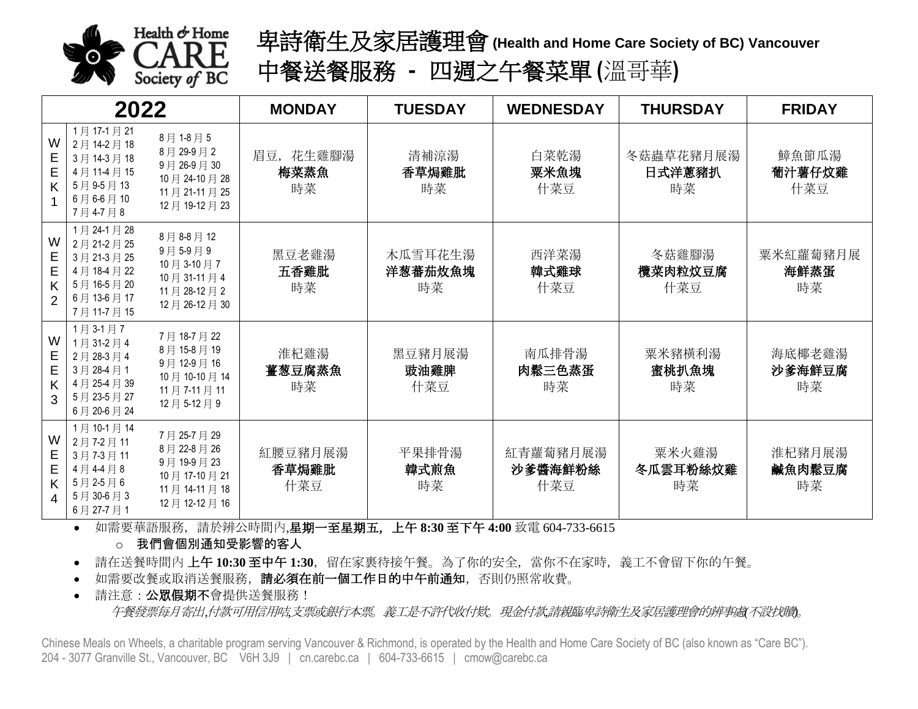# 卑詩衛生及家居護理會 (Health and Home Care Society of BC) Vancouver
# 中餐送餐服務 - 四週之午餐菜單 (溫哥華)

| 2022 | | MONDAY | TUESDAY | WEDNESDAY | THURSDAY | FRIDAY |
|---|---|---|---|---|---|---|
| WEEK 1 | 1月17-1月21<br>2月14-2月18<br>3月14-3月18<br>4月11-4月15<br>5月9-5月13<br>6月6-6月10<br>7月4-7月8<br>8月1-8月5<br>8月29-9月2<br>9月26-9月30<br>10月24-10月28<br>11月21-11月25<br>12月19-12月23 | 眉豆，花生雞腳湯<br>**梅菜蒸魚**<br>時菜 | 清補涼湯<br>**香草焗雞肶**<br>時菜 | 白菜乾湯<br>**粟米魚塊**<br>什菜豆 | 冬菇蟲草花豬月展湯<br>**日式洋蔥豬扒**<br>時菜 | 鱆魚節瓜湯<br>**葡汁薯仔炆雞**<br>什菜豆 |
| WEEK 2 | 1月24-1月28<br>2月21-2月25<br>3月21-3月25<br>4月18-4月22<br>5月16-5月20<br>6月13-6月17<br>7月11-7月15<br>8月8-8月12<br>9月5-9月9<br>10月3-10月7<br>10月31-11月4<br>11月28-12月2<br>12月26-12月30 | 黑豆老雞湯<br>**五香雞肶**<br>時菜 | 木瓜雪耳花生湯<br>**洋葱蕃茄炆魚塊**<br>時菜 | 西洋菜湯<br>**韓式雞球**<br>什菜豆 | 冬菇雞腳湯<br>**欖菜肉粒炆豆腐**<br>什菜豆 | 粟米紅蘿蔔豬月展<br>**海鮮蒸蛋**<br>時菜 |
| WEEK 3 | 1月3-1月7<br>1月31-2月4<br>2月28-3月4<br>3月28-4月1<br>4月25-4月39<br>5月23-5月27<br>6月20-6月24<br>7月18-7月22<br>8月15-8月19<br>9月12-9月16<br>10月10-10月14<br>11月7-11月11<br>12月5-12月9 | 淮杞雞湯<br>**薑葱豆腐蒸魚**<br>時菜 | 黑豆豬月展湯<br>**豉油雞脾**<br>什菜豆 | 南瓜排骨湯<br>**肉鬆三色蒸蛋**<br>時菜 | 粟米豬横利湯<br>**蜜桃扒魚塊**<br>時菜 | 海底椰老雞湯<br>**沙爹海鮮豆腐**<br>時菜 |
| WEEK 4 | 1月10-1月14<br>2月7-2月11<br>3月7-3月11<br>4月4-4月8<br>5月2-5月6<br>5月30-6月3<br>6月27-7月1<br>7月25-7月29<br>8月22-8月26<br>9月19-9月23<br>10月17-10月21<br>11月14-11月18<br>12月12-12月16 | 紅腰豆豬月展湯<br>**香草焗雞肶**<br>什菜豆 | 平果排骨湯<br>**韓式煎魚**<br>時菜 | 紅青蘿蔔豬月展湯<br>**沙爹醬海鮮粉絲**<br>什菜豆 | 粟米火雞湯<br>**冬瓜雲耳粉絲炆雞**<br>時菜 | 淮杞豬月展湯<br>**鹹魚肉鬆豆腐**<br>時菜 |

- 如需要華語服務，請於辨公時間內,**星期一至星期五，上午 8:30 至下午 4:00** 致電 604-733-6615
  - **我們會個別通知受影響的客人**
- 請在送餐時間內 **上午 10:30 至中午 1:30**，留在家裏待接午餐。為了你的安全，當你不在家時，義工不會留下你的午餐。
- 如需要改餐或取消送餐服務，**請必須在前一個工作日的中午前通知**，否則仍照常收費。
- 請注意：**公眾假期不**會提供送餐服務！

  *午餐發票每月寄出,付款可用信用咭,支票或銀行本票。義工是不許代收付款，現金付款,請親臨卑詩衛生及家居護理會的辨事處(不設找贖)。*

Chinese Meals on Wheels, a charitable program serving Vancouver & Richmond, is operated by the Health and Home Care Society of BC (also known as "Care BC").
204 - 3077 Granville St., Vancouver, BC V6H 3J9 | cn.carebc.ca | 604-733-6615 | cmow@carebc.ca